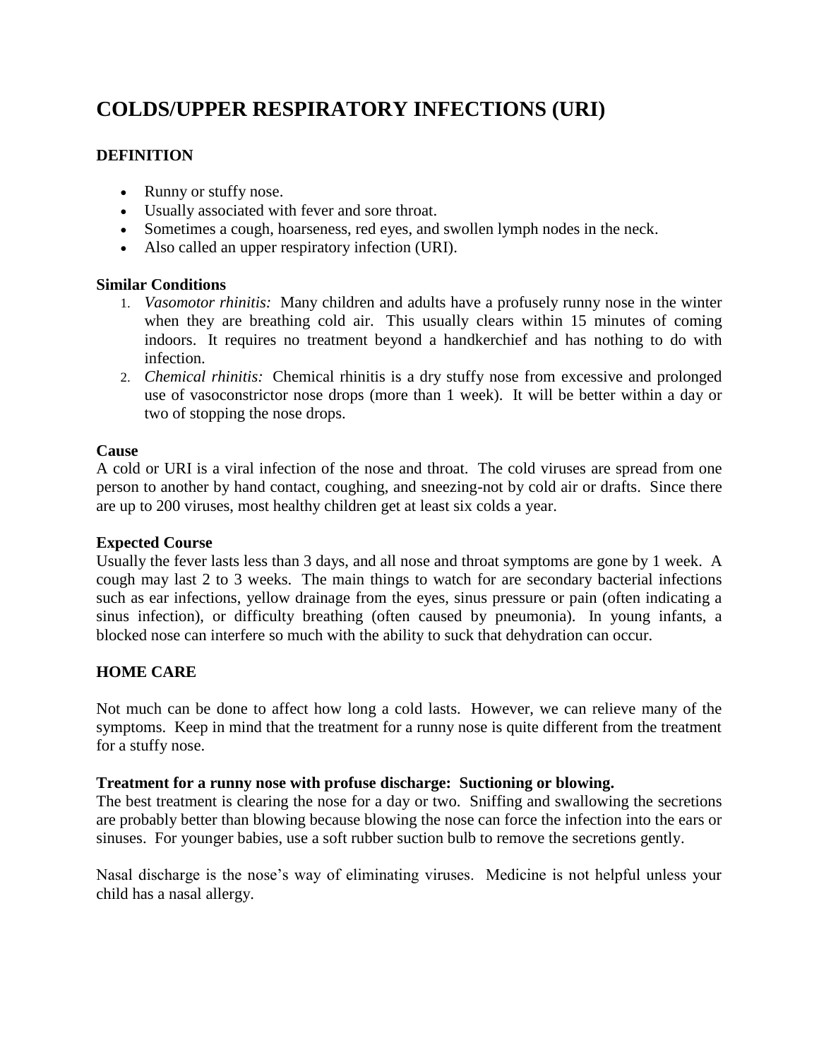# COLDS/UPPER RESPIRATORY INFECTIONS (URI)

## DEFINITION

- Runny or stuffy nose.
- Usually associated with fever and sore throat.
- Sometimes a cough, hoarseness, red eyes, and swollen lymph nodes in the neck.
- Also called an upper respiratory infection (URI).

### Similar Conditions

1. *Vasomotor rhinitis:* Many children and adults have a profusely runny nose in the winter when they are breathing cold air. This usually clears within 15 minutes of coming indoors. It requires no treatment beyond a handkerchief and has nothing to do with infection.
2. *Chemical rhinitis:* Chemical rhinitis is a dry stuffy nose from excessive and prolonged use of vasoconstrictor nose drops (more than 1 week). It will be better within a day or two of stopping the nose drops.

### Cause

A cold or URI is a viral infection of the nose and throat. The cold viruses are spread from one person to another by hand contact, coughing, and sneezing-not by cold air or drafts. Since there are up to 200 viruses, most healthy children get at least six colds a year.

### Expected Course

Usually the fever lasts less than 3 days, and all nose and throat symptoms are gone by 1 week. A cough may last 2 to 3 weeks. The main things to watch for are secondary bacterial infections such as ear infections, yellow drainage from the eyes, sinus pressure or pain (often indicating a sinus infection), or difficulty breathing (often caused by pneumonia). In young infants, a blocked nose can interfere so much with the ability to suck that dehydration can occur.

## HOME CARE

Not much can be done to affect how long a cold lasts. However, we can relieve many of the symptoms. Keep in mind that the treatment for a runny nose is quite different from the treatment for a stuffy nose.

### Treatment for a runny nose with profuse discharge: Suctioning or blowing.

The best treatment is clearing the nose for a day or two. Sniffing and swallowing the secretions are probably better than blowing because blowing the nose can force the infection into the ears or sinuses. For younger babies, use a soft rubber suction bulb to remove the secretions gently.

Nasal discharge is the nose's way of eliminating viruses. Medicine is not helpful unless your child has a nasal allergy.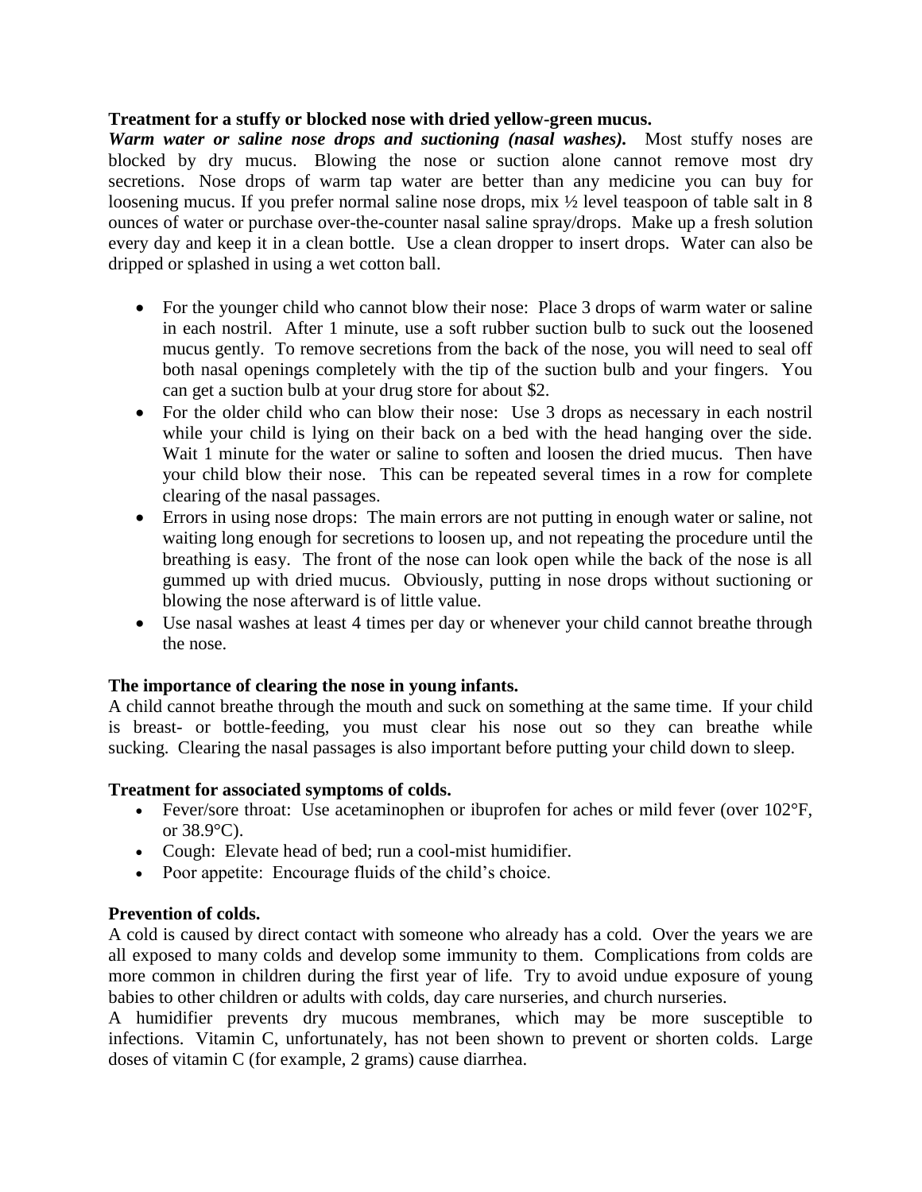**Treatment for a stuffy or blocked nose with dried yellow-green mucus.**

***Warm water or saline nose drops and suctioning (nasal washes).*** Most stuffy noses are blocked by dry mucus. Blowing the nose or suction alone cannot remove most dry secretions. Nose drops of warm tap water are better than any medicine you can buy for loosening mucus. If you prefer normal saline nose drops, mix ½ level teaspoon of table salt in 8 ounces of water or purchase over-the-counter nasal saline spray/drops. Make up a fresh solution every day and keep it in a clean bottle. Use a clean dropper to insert drops. Water can also be dripped or splashed in using a wet cotton ball.

- For the younger child who cannot blow their nose: Place 3 drops of warm water or saline in each nostril. After 1 minute, use a soft rubber suction bulb to suck out the loosened mucus gently. To remove secretions from the back of the nose, you will need to seal off both nasal openings completely with the tip of the suction bulb and your fingers. You can get a suction bulb at your drug store for about $2.
- For the older child who can blow their nose: Use 3 drops as necessary in each nostril while your child is lying on their back on a bed with the head hanging over the side. Wait 1 minute for the water or saline to soften and loosen the dried mucus. Then have your child blow their nose. This can be repeated several times in a row for complete clearing of the nasal passages.
- Errors in using nose drops: The main errors are not putting in enough water or saline, not waiting long enough for secretions to loosen up, and not repeating the procedure until the breathing is easy. The front of the nose can look open while the back of the nose is all gummed up with dried mucus. Obviously, putting in nose drops without suctioning or blowing the nose afterward is of little value.
- Use nasal washes at least 4 times per day or whenever your child cannot breathe through the nose.

**The importance of clearing the nose in young infants.**

A child cannot breathe through the mouth and suck on something at the same time. If your child is breast- or bottle-feeding, you must clear his nose out so they can breathe while sucking. Clearing the nasal passages is also important before putting your child down to sleep.

**Treatment for associated symptoms of colds.**

- Fever/sore throat: Use acetaminophen or ibuprofen for aches or mild fever (over 102°F, or 38.9°C).
- Cough: Elevate head of bed; run a cool-mist humidifier.
- Poor appetite: Encourage fluids of the child's choice.

**Prevention of colds.**

A cold is caused by direct contact with someone who already has a cold. Over the years we are all exposed to many colds and develop some immunity to them. Complications from colds are more common in children during the first year of life. Try to avoid undue exposure of young babies to other children or adults with colds, day care nurseries, and church nurseries.

A humidifier prevents dry mucous membranes, which may be more susceptible to infections. Vitamin C, unfortunately, has not been shown to prevent or shorten colds. Large doses of vitamin C (for example, 2 grams) cause diarrhea.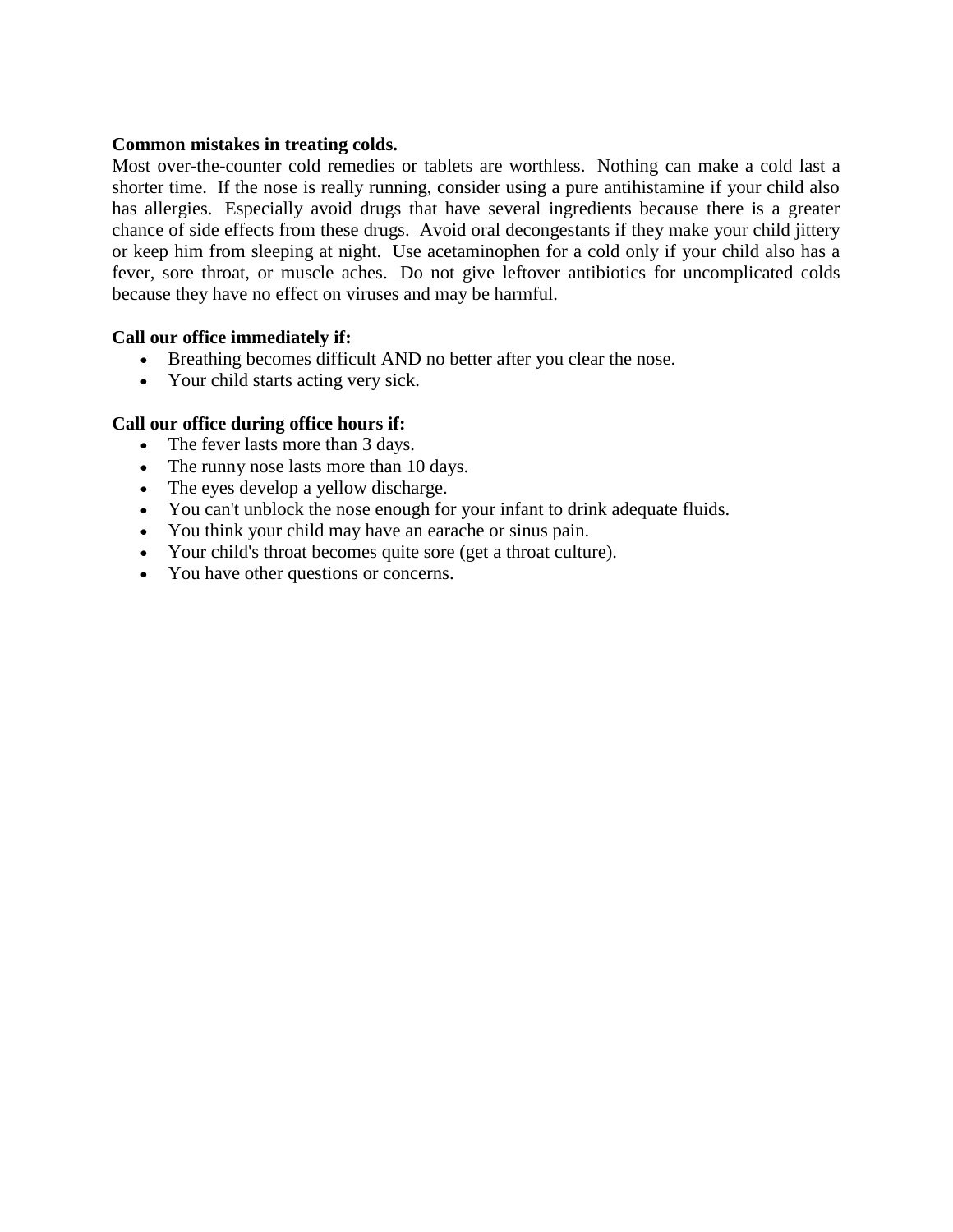**Common mistakes in treating colds.**

Most over-the-counter cold remedies or tablets are worthless. Nothing can make a cold last a shorter time. If the nose is really running, consider using a pure antihistamine if your child also has allergies. Especially avoid drugs that have several ingredients because there is a greater chance of side effects from these drugs. Avoid oral decongestants if they make your child jittery or keep him from sleeping at night. Use acetaminophen for a cold only if your child also has a fever, sore throat, or muscle aches. Do not give leftover antibiotics for uncomplicated colds because they have no effect on viruses and may be harmful.

**Call our office immediately if:**

- Breathing becomes difficult AND no better after you clear the nose.
- Your child starts acting very sick.

**Call our office during office hours if:**

- The fever lasts more than 3 days.
- The runny nose lasts more than 10 days.
- The eyes develop a yellow discharge.
- You can't unblock the nose enough for your infant to drink adequate fluids.
- You think your child may have an earache or sinus pain.
- Your child's throat becomes quite sore (get a throat culture).
- You have other questions or concerns.